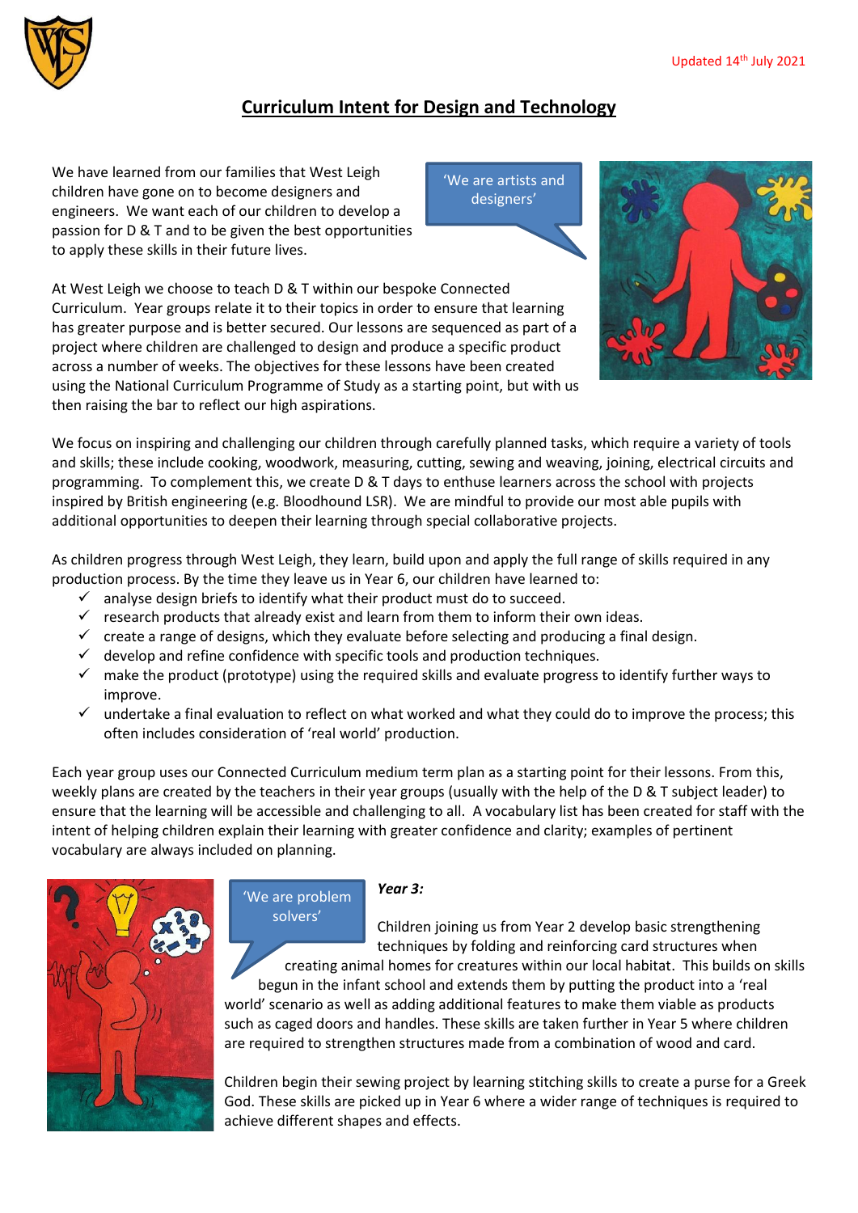Updated 14th July 2021

# Curriculum Intent for Design and Technology

We have learned from our families that West Leigh children have gone on to become designers and engineers. We want each of our children to develop a passion for D & T and to be given the best opportunities to apply these skills in their future lives.

'We are artists and designers'

At West Leigh we choose to teach D & T within our bespoke Connected Curriculum. Year groups relate it to their topics in order to ensure that learning has greater purpose and is better secured. Our lessons are sequenced as part of a project where children are challenged to design and produce a specific product across a number of weeks. The objectives for these lessons have been created using the National Curriculum Programme of Study as a starting point, but with us then raising the bar to reflect our high aspirations.

We focus on inspiring and challenging our children through carefully planned tasks, which require a variety of tools and skills; these include cooking, woodwork, measuring, cutting, sewing and weaving, joining, electrical circuits and programming. To complement this, we create D & T days to enthuse learners across the school with projects inspired by British engineering (e.g. Bloodhound LSR). We are mindful to provide our most able pupils with additional opportunities to deepen their learning through special collaborative projects.

As children progress through West Leigh, they learn, build upon and apply the full range of skills required in any production process. By the time they leave us in Year 6, our children have learned to:

- ✓ analyse design briefs to identify what their product must do to succeed.
- ✓ research products that already exist and learn from them to inform their own ideas.
- ✓ create a range of designs, which they evaluate before selecting and producing a final design.
- ✓ develop and refine confidence with specific tools and production techniques.
- ✓ make the product (prototype) using the required skills and evaluate progress to identify further ways to improve.
- ✓ undertake a final evaluation to reflect on what worked and what they could do to improve the process; this often includes consideration of 'real world' production.

Each year group uses our Connected Curriculum medium term plan as a starting point for their lessons. From this, weekly plans are created by the teachers in their year groups (usually with the help of the D & T subject leader) to ensure that the learning will be accessible and challenging to all. A vocabulary list has been created for staff with the intent of helping children explain their learning with greater confidence and clarity; examples of pertinent vocabulary are always included on planning.

'We are problem solvers'

***Year 3:***

Children joining us from Year 2 develop basic strengthening techniques by folding and reinforcing card structures when creating animal homes for creatures within our local habitat. This builds on skills begun in the infant school and extends them by putting the product into a 'real world' scenario as well as adding additional features to make them viable as products such as caged doors and handles. These skills are taken further in Year 5 where children are required to strengthen structures made from a combination of wood and card.

Children begin their sewing project by learning stitching skills to create a purse for a Greek God. These skills are picked up in Year 6 where a wider range of techniques is required to achieve different shapes and effects.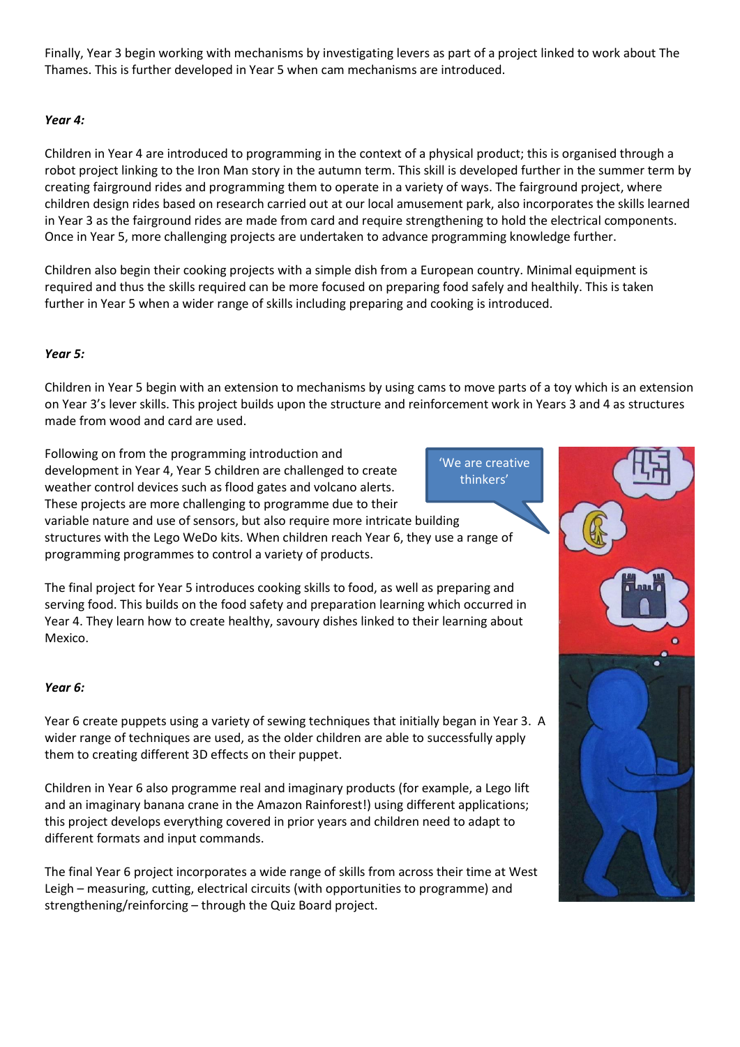Finally, Year 3 begin working with mechanisms by investigating levers as part of a project linked to work about The Thames. This is further developed in Year 5 when cam mechanisms are introduced.

***Year 4:***

Children in Year 4 are introduced to programming in the context of a physical product; this is organised through a robot project linking to the Iron Man story in the autumn term. This skill is developed further in the summer term by creating fairground rides and programming them to operate in a variety of ways. The fairground project, where children design rides based on research carried out at our local amusement park, also incorporates the skills learned in Year 3 as the fairground rides are made from card and require strengthening to hold the electrical components. Once in Year 5, more challenging projects are undertaken to advance programming knowledge further.

Children also begin their cooking projects with a simple dish from a European country. Minimal equipment is required and thus the skills required can be more focused on preparing food safely and healthily. This is taken further in Year 5 when a wider range of skills including preparing and cooking is introduced.

***Year 5:***

Children in Year 5 begin with an extension to mechanisms by using cams to move parts of a toy which is an extension on Year 3's lever skills. This project builds upon the structure and reinforcement work in Years 3 and 4 as structures made from wood and card are used.

Following on from the programming introduction and development in Year 4, Year 5 children are challenged to create weather control devices such as flood gates and volcano alerts. These projects are more challenging to programme due to their variable nature and use of sensors, but also require more intricate building structures with the Lego WeDo kits. When children reach Year 6, they use a range of programming programmes to control a variety of products.

'We are creative thinkers'

The final project for Year 5 introduces cooking skills to food, as well as preparing and serving food. This builds on the food safety and preparation learning which occurred in Year 4. They learn how to create healthy, savoury dishes linked to their learning about Mexico.

***Year 6:***

Year 6 create puppets using a variety of sewing techniques that initially began in Year 3. A wider range of techniques are used, as the older children are able to successfully apply them to creating different 3D effects on their puppet.

Children in Year 6 also programme real and imaginary products (for example, a Lego lift and an imaginary banana crane in the Amazon Rainforest!) using different applications; this project develops everything covered in prior years and children need to adapt to different formats and input commands.

The final Year 6 project incorporates a wide range of skills from across their time at West Leigh – measuring, cutting, electrical circuits (with opportunities to programme) and strengthening/reinforcing – through the Quiz Board project.